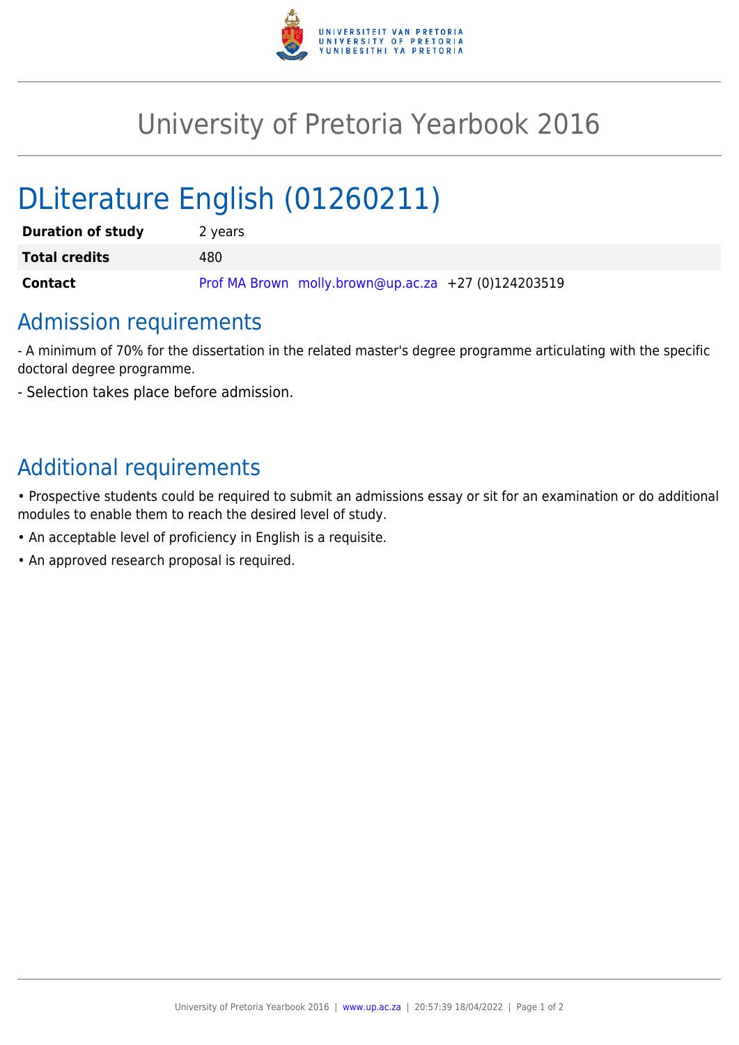# University of Pretoria Yearbook 2016

# DLiterature English (01260211)

| | |
|---|---|
| **Duration of study** | 2 years |
| **Total credits** | 480 |
| **Contact** | Prof MA Brown molly.brown@up.ac.za +27 (0)124203519 |

## Admission requirements

- A minimum of 70% for the dissertation in the related master's degree programme articulating with the specific doctoral degree programme.
- Selection takes place before admission.

## Additional requirements

- Prospective students could be required to submit an admissions essay or sit for an examination or do additional modules to enable them to reach the desired level of study.
- An acceptable level of proficiency in English is a requisite.
- An approved research proposal is required.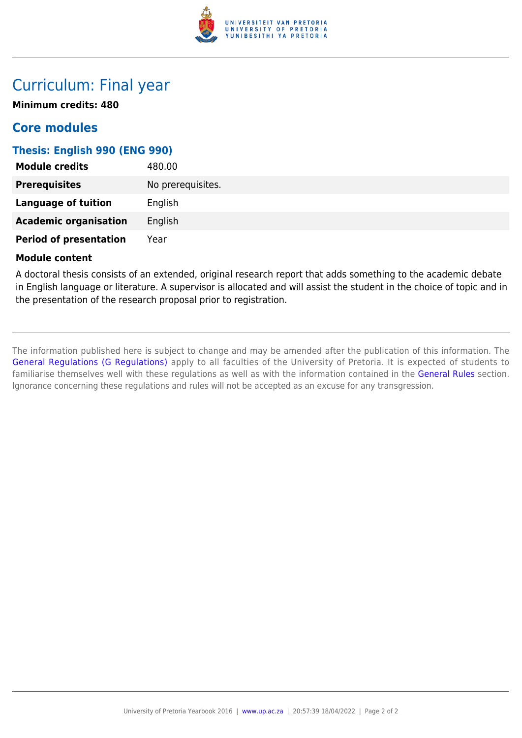# Curriculum: Final year

**Minimum credits: 480**

## Core modules

### Thesis: English 990 (ENG 990)

| | |
|---|---|
| **Module credits** | 480.00 |
| **Prerequisites** | No prerequisites. |
| **Language of tuition** | English |
| **Academic organisation** | English |
| **Period of presentation** | Year |

**Module content**

A doctoral thesis consists of an extended, original research report that adds something to the academic debate in English language or literature. A supervisor is allocated and will assist the student in the choice of topic and in the presentation of the research proposal prior to registration.

The information published here is subject to change and may be amended after the publication of this information. The General Regulations (G Regulations) apply to all faculties of the University of Pretoria. It is expected of students to familiarise themselves well with these regulations as well as with the information contained in the General Rules section. Ignorance concerning these regulations and rules will not be accepted as an excuse for any transgression.